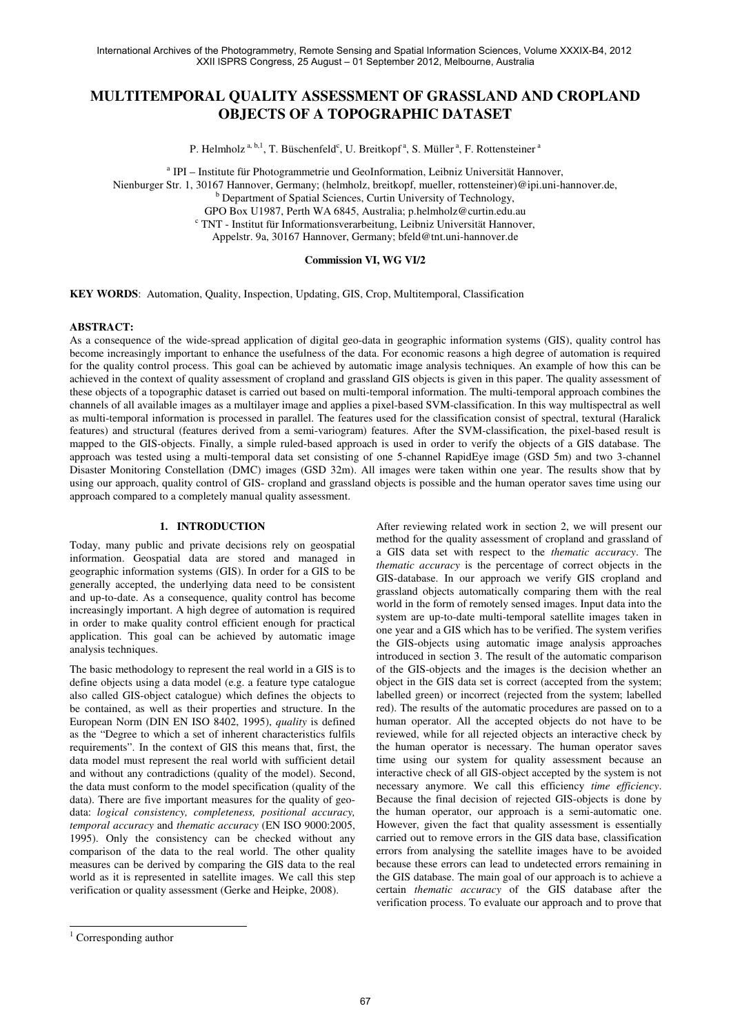# MULTITEMPORAL QUALITY ASSESSMENT OF GRASSLAND AND CROPLAND OBJECTS OF A TOPOGRAPHIC DATASET

P. Helmholz[a, b, 1], T. Büschenfeld[c], U. Breitkopf[a], S. Müller[a], F. Rottensteiner[a]

[a] IPI – Institute für Photogrammetrie und GeoInformation, Leibniz Universität Hannover, Nienburger Str. 1, 30167 Hannover, Germany; (helmholz, breitkopf, mueller, rottensteiner)@ipi.uni-hannover.de,

[b] Department of Spatial Sciences, Curtin University of Technology, GPO Box U1987, Perth WA 6845, Australia; p.helmholz@curtin.edu.au

[c] TNT - Institut für Informationsverarbeitung, Leibniz Universität Hannover, Appelstr. 9a, 30167 Hannover, Germany; bfeld@tnt.uni-hannover.de

**Commission VI, WG VI/2**

**KEY WORDS**: Automation, Quality, Inspection, Updating, GIS, Crop, Multitemporal, Classification

**ABSTRACT:**

As a consequence of the wide-spread application of digital geo-data in geographic information systems (GIS), quality control has become increasingly important to enhance the usefulness of the data. For economic reasons a high degree of automation is required for the quality control process. This goal can be achieved by automatic image analysis techniques. An example of how this can be achieved in the context of quality assessment of cropland and grassland GIS objects is given in this paper. The quality assessment of these objects of a topographic dataset is carried out based on multi-temporal information. The multi-temporal approach combines the channels of all available images as a multilayer image and applies a pixel-based SVM-classification. In this way multispectral as well as multi-temporal information is processed in parallel. The features used for the classification consist of spectral, textural (Haralick features) and structural (features derived from a semi-variogram) features. After the SVM-classification, the pixel-based result is mapped to the GIS-objects. Finally, a simple ruled-based approach is used in order to verify the objects of a GIS database. The approach was tested using a multi-temporal data set consisting of one 5-channel RapidEye image (GSD 5m) and two 3-channel Disaster Monitoring Constellation (DMC) images (GSD 32m). All images were taken within one year. The results show that by using our approach, quality control of GIS- cropland and grassland objects is possible and the human operator saves time using our approach compared to a completely manual quality assessment.

## 1. INTRODUCTION

Today, many public and private decisions rely on geospatial information. Geospatial data are stored and managed in geographic information systems (GIS). In order for a GIS to be generally accepted, the underlying data need to be consistent and up-to-date. As a consequence, quality control has become increasingly important. A high degree of automation is required in order to make quality control efficient enough for practical application. This goal can be achieved by automatic image analysis techniques.

The basic methodology to represent the real world in a GIS is to define objects using a data model (e.g. a feature type catalogue also called GIS-object catalogue) which defines the objects to be contained, as well as their properties and structure. In the European Norm (DIN EN ISO 8402, 1995), *quality* is defined as the "Degree to which a set of inherent characteristics fulfils requirements". In the context of GIS this means that, first, the data model must represent the real world with sufficient detail and without any contradictions (quality of the model). Second, the data must conform to the model specification (quality of the data). There are five important measures for the quality of geo-data: *logical consistency, completeness, positional accuracy, temporal accuracy* and *thematic accuracy* (EN ISO 9000:2005, 1995). Only the consistency can be checked without any comparison of the data to the real world. The other quality measures can be derived by comparing the GIS data to the real world as it is represented in satellite images. We call this step verification or quality assessment (Gerke and Heipke, 2008).

After reviewing related work in section 2, we will present our method for the quality assessment of cropland and grassland of a GIS data set with respect to the *thematic accuracy*. The *thematic accuracy* is the percentage of correct objects in the GIS-database. In our approach we verify GIS cropland and grassland objects automatically comparing them with the real world in the form of remotely sensed images. Input data into the system are up-to-date multi-temporal satellite images taken in one year and a GIS which has to be verified. The system verifies the GIS-objects using automatic image analysis approaches introduced in section 3. The result of the automatic comparison of the GIS-objects and the images is the decision whether an object in the GIS data set is correct (accepted from the system; labelled green) or incorrect (rejected from the system; labelled red). The results of the automatic procedures are passed on to a human operator. All the accepted objects do not have to be reviewed, while for all rejected objects an interactive check by the human operator is necessary. The human operator saves time using our system for quality assessment because an interactive check of all GIS-object accepted by the system is not necessary anymore. We call this efficiency *time efficiency*. Because the final decision of rejected GIS-objects is done by the human operator, our approach is a semi-automatic one. However, given the fact that quality assessment is essentially carried out to remove errors in the GIS data base, classification errors from analysing the satellite images have to be avoided because these errors can lead to undetected errors remaining in the GIS database. The main goal of our approach is to achieve a certain *thematic accuracy* of the GIS database after the verification process. To evaluate our approach and to prove that

[1] Corresponding author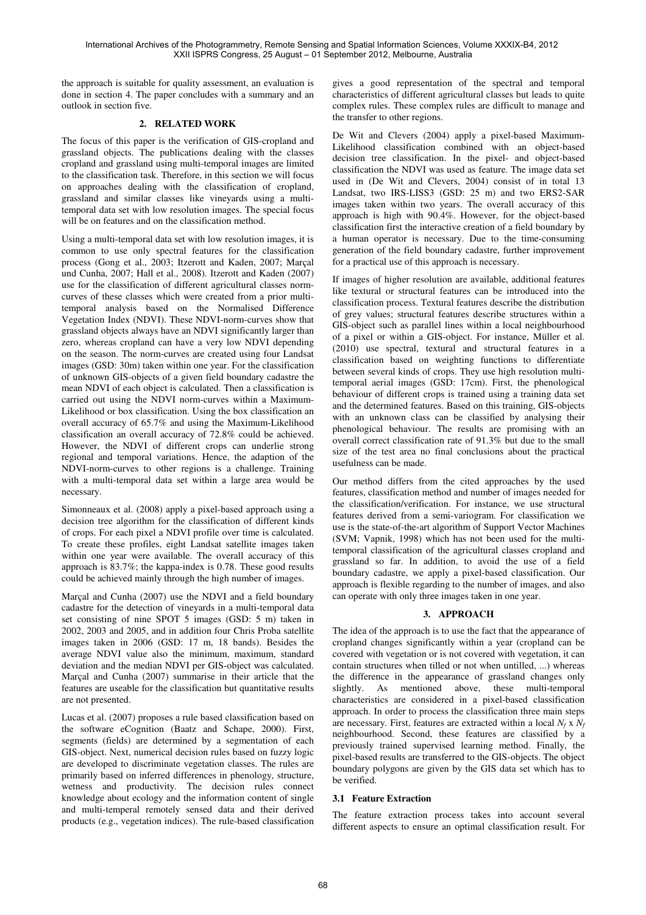the approach is suitable for quality assessment, an evaluation is done in section 4. The paper concludes with a summary and an outlook in section five.

## 2. RELATED WORK

The focus of this paper is the verification of GIS-cropland and grassland objects. The publications dealing with the classes cropland and grassland using multi-temporal images are limited to the classification task. Therefore, in this section we will focus on approaches dealing with the classification of cropland, grassland and similar classes like vineyards using a multi-temporal data set with low resolution images. The special focus will be on features and on the classification method.

Using a multi-temporal data set with low resolution images, it is common to use only spectral features for the classification process (Gong et al., 2003; Itzerott and Kaden, 2007; Marçal und Cunha, 2007; Hall et al., 2008). Itzerott and Kaden (2007) use for the classification of different agricultural classes norm-curves of these classes which were created from a prior multi-temporal analysis based on the Normalised Difference Vegetation Index (NDVI). These NDVI-norm-curves show that grassland objects always have an NDVI significantly larger than zero, whereas cropland can have a very low NDVI depending on the season. The norm-curves are created using four Landsat images (GSD: 30m) taken within one year. For the classification of unknown GIS-objects of a given field boundary cadastre the mean NDVI of each object is calculated. Then a classification is carried out using the NDVI norm-curves within a Maximum-Likelihood or box classification. Using the box classification an overall accuracy of 65.7% and using the Maximum-Likelihood classification an overall accuracy of 72.8% could be achieved. However, the NDVI of different crops can underlie strong regional and temporal variations. Hence, the adaption of the NDVI-norm-curves to other regions is a challenge. Training with a multi-temporal data set within a large area would be necessary.

Simonneaux et al. (2008) apply a pixel-based approach using a decision tree algorithm for the classification of different kinds of crops. For each pixel a NDVI profile over time is calculated. To create these profiles, eight Landsat satellite images taken within one year were available. The overall accuracy of this approach is 83.7%; the kappa-index is 0.78. These good results could be achieved mainly through the high number of images.

Marçal and Cunha (2007) use the NDVI and a field boundary cadastre for the detection of vineyards in a multi-temporal data set consisting of nine SPOT 5 images (GSD: 5 m) taken in 2002, 2003 and 2005, and in addition four Chris Proba satellite images taken in 2006 (GSD: 17 m, 18 bands). Besides the average NDVI value also the minimum, maximum, standard deviation and the median NDVI per GIS-object was calculated. Marçal and Cunha (2007) summarise in their article that the features are useable for the classification but quantitative results are not presented.

Lucas et al. (2007) proposes a rule based classification based on the software eCognition (Baatz and Schape, 2000). First, segments (fields) are determined by a segmentation of each GIS-object. Next, numerical decision rules based on fuzzy logic are developed to discriminate vegetation classes. The rules are primarily based on inferred differences in phenology, structure, wetness and productivity. The decision rules connect knowledge about ecology and the information content of single and multi-temperal remotely sensed data and their derived products (e.g., vegetation indices). The rule-based classification gives a good representation of the spectral and temporal characteristics of different agricultural classes but leads to quite complex rules. These complex rules are difficult to manage and the transfer to other regions.

De Wit and Clevers (2004) apply a pixel-based Maximum-Likelihood classification combined with an object-based decision tree classification. In the pixel- and object-based classification the NDVI was used as feature. The image data set used in (De Wit and Clevers, 2004) consist of in total 13 Landsat, two IRS-LISS3 (GSD: 25 m) and two ERS2-SAR images taken within two years. The overall accuracy of this approach is high with 90.4%. However, for the object-based classification first the interactive creation of a field boundary by a human operator is necessary. Due to the time-consuming generation of the field boundary cadastre, further improvement for a practical use of this approach is necessary.

If images of higher resolution are available, additional features like textural or structural features can be introduced into the classification process. Textural features describe the distribution of grey values; structural features describe structures within a GIS-object such as parallel lines within a local neighbourhood of a pixel or within a GIS-object. For instance, Müller et al. (2010) use spectral, textural and structural features in a classification based on weighting functions to differentiate between several kinds of crops. They use high resolution multi-temporal aerial images (GSD: 17cm). First, the phenological behaviour of different crops is trained using a training data set and the determined features. Based on this training, GIS-objects with an unknown class can be classified by analysing their phenological behaviour. The results are promising with an overall correct classification rate of 91.3% but due to the small size of the test area no final conclusions about the practical usefulness can be made.

Our method differs from the cited approaches by the used features, classification method and number of images needed for the classification/verification. For instance, we use structural features derived from a semi-variogram. For classification we use is the state-of-the-art algorithm of Support Vector Machines (SVM; Vapnik, 1998) which has not been used for the multi-temporal classification of the agricultural classes cropland and grassland so far. In addition, to avoid the use of a field boundary cadastre, we apply a pixel-based classification. Our approach is flexible regarding to the number of images, and also can operate with only three images taken in one year.

## 3. APPROACH

The idea of the approach is to use the fact that the appearance of cropland changes significantly within a year (cropland can be covered with vegetation or is not covered with vegetation, it can contain structures when tilled or not when untilled, ...) whereas the difference in the appearance of grassland changes only slightly. As mentioned above, these multi-temporal characteristics are considered in a pixel-based classification approach. In order to process the classification three main steps are necessary. First, features are extracted within a local $N_f$ x $N_f$ neighbourhood. Second, these features are classified by a previously trained supervised learning method. Finally, the pixel-based results are transferred to the GIS-objects. The object boundary polygons are given by the GIS data set which has to be verified.

### 3.1 Feature Extraction

The feature extraction process takes into account several different aspects to ensure an optimal classification result. For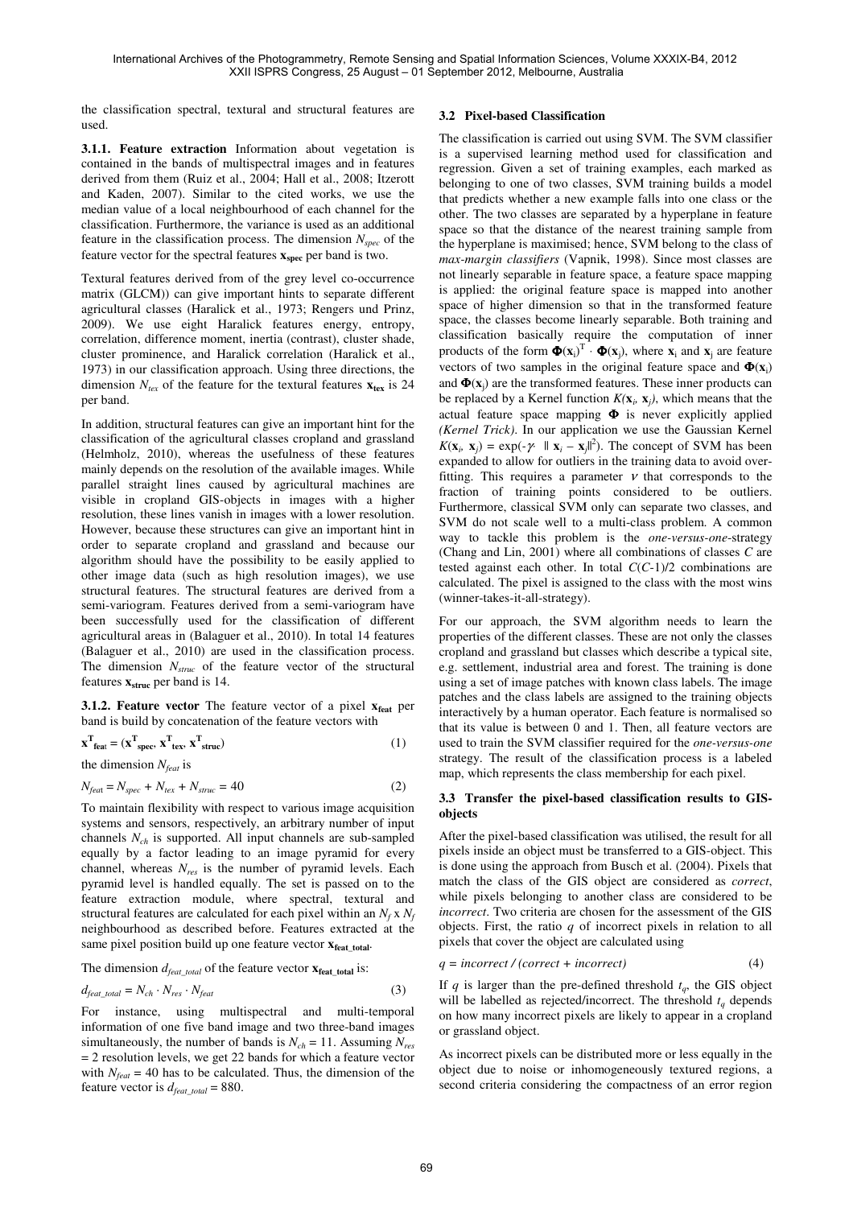the classification spectral, textural and structural features are used.

**3.1.1. Feature extraction** Information about vegetation is contained in the bands of multispectral images and in features derived from them (Ruiz et al., 2004; Hall et al., 2008; Itzerott and Kaden, 2007). Similar to the cited works, we use the median value of a local neighbourhood of each channel for the classification. Furthermore, the variance is used as an additional feature in the classification process. The dimension $N_{spec}$ of the feature vector for the spectral features $\mathbf{x_{spec}}$ per band is two.

Textural features derived from of the grey level co-occurrence matrix (GLCM)) can give important hints to separate different agricultural classes (Haralick et al., 1973; Rengers und Prinz, 2009). We use eight Haralick features energy, entropy, correlation, difference moment, inertia (contrast), cluster shade, cluster prominence, and Haralick correlation (Haralick et al., 1973) in our classification approach. Using three directions, the dimension $N_{tex}$ of the feature for the textural features $\mathbf{x_{tex}}$ is 24 per band.

In addition, structural features can give an important hint for the classification of the agricultural classes cropland and grassland (Helmholz, 2010), whereas the usefulness of these features mainly depends on the resolution of the available images. While parallel straight lines caused by agricultural machines are visible in cropland GIS-objects in images with a higher resolution, these lines vanish in images with a lower resolution. However, because these structures can give an important hint in order to separate cropland and grassland and because our algorithm should have the possibility to be easily applied to other image data (such as high resolution images), we use structural features. The structural features are derived from a semi-variogram. Features derived from a semi-variogram have been successfully used for the classification of different agricultural areas in (Balaguer et al., 2010). In total 14 features (Balaguer et al., 2010) are used in the classification process. The dimension $N_{struc}$ of the feature vector of the structural features $\mathbf{x_{struc}}$ per band is 14.

**3.1.2. Feature vector** The feature vector of a pixel $\mathbf{x_{feat}}$ per band is build by concatenation of the feature vectors with

$$\mathbf{x}^{\mathbf{T}}_{\mathbf{feat}} = (\mathbf{x}^{\mathbf{T}}_{\mathbf{spec}}, \mathbf{x}^{\mathbf{T}}_{\mathbf{tex}}, \mathbf{x}^{\mathbf{T}}_{\mathbf{struc}}) \tag{1}$$

the dimension $N_{feat}$ is

$$N_{feat} = N_{spec} + N_{tex} + N_{struc} = 40 \tag{2}$$

To maintain flexibility with respect to various image acquisition systems and sensors, respectively, an arbitrary number of input channels $N_{ch}$ is supported. All input channels are sub-sampled equally by a factor leading to an image pyramid for every channel, whereas $N_{res}$ is the number of pyramid levels. Each pyramid level is handled equally. The set is passed on to the feature extraction module, where spectral, textural and structural features are calculated for each pixel within an $N_f$ x $N_f$ neighbourhood as described before. Features extracted at the same pixel position build up one feature vector $\mathbf{x_{feat\_total}}$.

The dimension $d_{feat\_total}$ of the feature vector $\mathbf{x_{feat\_total}}$ is:

$$d_{feat\_total} = N_{ch} \cdot N_{res} \cdot N_{feat} \tag{3}$$

For instance, using multispectral and multi-temporal information of one five band image and two three-band images simultaneously, the number of bands is $N_{ch} = 11$. Assuming $N_{res} = 2$ resolution levels, we get 22 bands for which a feature vector with $N_{feat} = 40$ has to be calculated. Thus, the dimension of the feature vector is $d_{feat\_total} = 880$.

### 3.2 Pixel-based Classification

The classification is carried out using SVM. The SVM classifier is a supervised learning method used for classification and regression. Given a set of training examples, each marked as belonging to one of two classes, SVM training builds a model that predicts whether a new example falls into one class or the other. The two classes are separated by a hyperplane in feature space so that the distance of the nearest training sample from the hyperplane is maximised; hence, SVM belong to the class of *max-margin classifiers* (Vapnik, 1998). Since most classes are not linearly separable in feature space, a feature space mapping is applied: the original feature space is mapped into another space of higher dimension so that in the transformed feature space, the classes become linearly separable. Both training and classification basically require the computation of inner products of the form $\mathbf{\Phi}(\mathbf{x}_i)^T \cdot \mathbf{\Phi}(\mathbf{x}_j)$, where $\mathbf{x}_i$ and $\mathbf{x}_j$ are feature vectors of two samples in the original feature space and $\mathbf{\Phi}(\mathbf{x}_i)$ and $\mathbf{\Phi}(\mathbf{x}_j)$ are the transformed features. These inner products can be replaced by a Kernel function $K(\mathbf{x}_i, \mathbf{x}_j)$, which means that the actual feature space mapping $\mathbf{\Phi}$ is never explicitly applied *(Kernel Trick)*. In our application we use the Gaussian Kernel $K(\mathbf{x}_i, \mathbf{x}_j) = \exp(-\gamma \cdot \|\mathbf{x}_i - \mathbf{x}_j\|^2)$. The concept of SVM has been expanded to allow for outliers in the training data to avoid over-fitting. This requires a parameter $\nu$ that corresponds to the fraction of training points considered to be outliers. Furthermore, classical SVM only can separate two classes, and SVM do not scale well to a multi-class problem. A common way to tackle this problem is the *one-versus-one*-strategy (Chang and Lin, 2001) where all combinations of classes $C$ are tested against each other. In total $C(C-1)/2$ combinations are calculated. The pixel is assigned to the class with the most wins (winner-takes-it-all-strategy).

For our approach, the SVM algorithm needs to learn the properties of the different classes. These are not only the classes cropland and grassland but classes which describe a typical site, e.g. settlement, industrial area and forest. The training is done using a set of image patches with known class labels. The image patches and the class labels are assigned to the training objects interactively by a human operator. Each feature is normalised so that its value is between 0 and 1. Then, all feature vectors are used to train the SVM classifier required for the *one-versus-one* strategy. The result of the classification process is a labeled map, which represents the class membership for each pixel.

### 3.3 Transfer the pixel-based classification results to GIS-objects

After the pixel-based classification was utilised, the result for all pixels inside an object must be transferred to a GIS-object. This is done using the approach from Busch et al. (2004). Pixels that match the class of the GIS object are considered as *correct*, while pixels belonging to another class are considered to be *incorrect*. Two criteria are chosen for the assessment of the GIS objects. First, the ratio $q$ of incorrect pixels in relation to all pixels that cover the object are calculated using

$$q = incorrect\,/\,(correct + incorrect) \tag{4}$$

If $q$ is larger than the pre-defined threshold $t_q$, the GIS object will be labelled as rejected/incorrect. The threshold $t_q$ depends on how many incorrect pixels are likely to appear in a cropland or grassland object.

As incorrect pixels can be distributed more or less equally in the object due to noise or inhomogeneously textured regions, a second criteria considering the compactness of an error region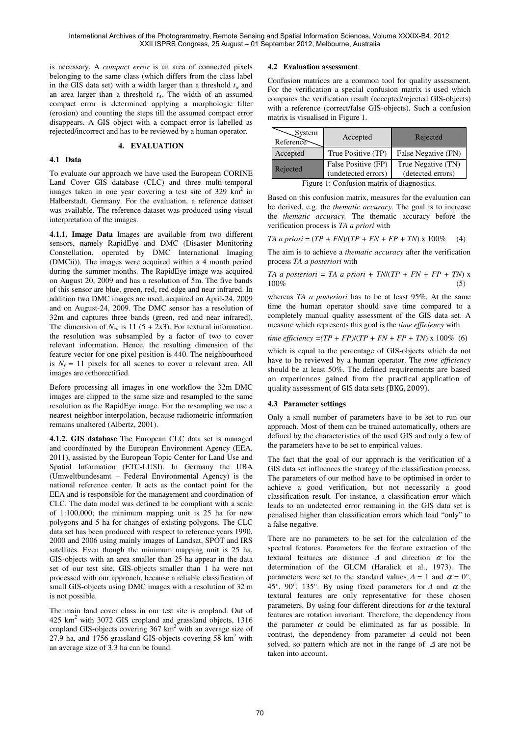is necessary. A *compact error* is an area of connected pixels belonging to the same class (which differs from the class label in the GIS data set) with a width larger than a threshold $t_w$ and an area larger than a threshold $t_A$. The width of an assumed compact error is determined applying a morphologic filter (erosion) and counting the steps till the assumed compact error disappears. A GIS object with a compact error is labelled as rejected/incorrect and has to be reviewed by a human operator.

## 4. EVALUATION

### 4.1 Data

To evaluate our approach we have used the European CORINE Land Cover GIS database (CLC) and three multi-temporal images taken in one year covering a test site of 329 km$^2$ in Halberstadt, Germany. For the evaluation, a reference dataset was available. The reference dataset was produced using visual interpretation of the images.

**4.1.1. Image Data** Images are available from two different sensors, namely RapidEye and DMC (Disaster Monitoring Constellation, operated by DMC International Imaging (DMCii)). The images were acquired within a 4 month period during the summer months. The RapidEye image was acquired on August 20, 2009 and has a resolution of 5m. The five bands of this sensor are blue, green, red, red edge and near infrared. In addition two DMC images are used, acquired on April-24, 2009 and on August-24, 2009. The DMC sensor has a resolution of 32m and captures three bands (green, red and near infrared). The dimension of $N_{ch}$ is 11 (5 + 2x3). For textural information, the resolution was subsampled by a factor of two to cover relevant information. Hence, the resulting dimension of the feature vector for one pixel position is 440. The neighbourhood is $N_f$ = 11 pixels for all scenes to cover a relevant area. All images are orthorectified.

Before processing all images in one workflow the 32m DMC images are clipped to the same size and resampled to the same resolution as the RapidEye image. For the resampling we use a nearest neighbor interpolation, because radiometric information remains unaltered (Albertz, 2001).

**4.1.2. GIS database** The European CLC data set is managed and coordinated by the European Environment Agency (EEA, 2011), assisted by the European Topic Center for Land Use and Spatial Information (ETC-LUSI). In Germany the UBA (Umweltbundesamt – Federal Environmental Agency) is the national reference center. It acts as the contact point for the EEA and is responsible for the management and coordination of CLC. The data model was defined to be compliant with a scale of 1:100,000; the minimum mapping unit is 25 ha for new polygons and 5 ha for changes of existing polygons. The CLC data set has been produced with respect to reference years 1990, 2000 and 2006 using mainly images of Landsat, SPOT and IRS satellites. Even though the minimum mapping unit is 25 ha, GIS-objects with an area smaller than 25 ha appear in the data set of our test site. GIS-objects smaller than 1 ha were not processed with our approach, because a reliable classification of small GIS-objects using DMC images with a resolution of 32 m is not possible.

The main land cover class in our test site is cropland. Out of 425 km$^2$ with 3072 GIS cropland and grassland objects, 1316 cropland GIS-objects covering 367 km$^2$ with an average size of 27.9 ha, and 1756 grassland GIS-objects covering 58 km$^2$ with an average size of 3.3 ha can be found.

### 4.2 Evaluation assessment

Confusion matrices are a common tool for quality assessment. For the verification a special confusion matrix is used which compares the verification result (accepted/rejected GIS-objects) with a reference (correct/false GIS-objects). Such a confusion matrix is visualised in Figure 1.

| System / Reference | Accepted | Rejected |
|---|---|---|
| Accepted | True Positive (TP) | False Negative (FN) |
| Rejected | False Positive (FP) (undetected errors) | True Negative (TN) (detected errors) |

Figure 1: Confusion matrix of diagnostics.

Based on this confusion matrix, measures for the evaluation can be derived, e.g. the *thematic accuracy*. The goal is to increase the *thematic accuracy*. The thematic accuracy before the verification process is *TA a priori* with

$$TA\ a\ priori = (TP + FN)/(TP + FN + FP + TN) \times 100\% \quad (4)$$

The aim is to achieve a *thematic accuracy* after the verification process *TA a posteriori* with

$$TA\ a\ posteriori = TA\ a\ priori + TN/(TP + FN + FP + TN) \times 100\% \quad (5)$$

whereas *TA a posteriori* has to be at least 95%. At the same time the human operator should save time compared to a completely manual quality assessment of the GIS data set. A measure which represents this goal is the *time efficiency* with

$$time\ efficiency = (TP + FP)/(TP + FN + FP + TN) \times 100\% \quad (6)$$

which is equal to the percentage of GIS-objects which do not have to be reviewed by a human operator. The *time efficiency* should be at least 50%. The defined requirements are based on experiences gained from the practical application of quality assessment of GIS data sets (BKG, 2009).

### 4.3 Parameter settings

Only a small number of parameters have to be set to run our approach. Most of them can be trained automatically, others are defined by the characteristics of the used GIS and only a few of the parameters have to be set to empirical values.

The fact that the goal of our approach is the verification of a GIS data set influences the strategy of the classification process. The parameters of our method have to be optimised in order to achieve a good verification, but not necessarily a good classification result. For instance, a classification error which leads to an undetected error remaining in the GIS data set is penalised higher than classification errors which lead "only" to a false negative.

There are no parameters to be set for the calculation of the spectral features. Parameters for the feature extraction of the textural features are distance $\Delta$ and direction $\alpha$ for the determination of the GLCM (Haralick et al., 1973). The parameters were set to the standard values $\Delta = 1$ and $\alpha = 0°$, 45°, 90°, 135°. By using fixed parameters for $\Delta$ and $\alpha$ the textural features are only representative for these chosen parameters. By using four different directions for $\alpha$ the textural features are rotation invariant. Therefore, the dependency from the parameter $\alpha$ could be eliminated as far as possible. In contrast, the dependency from parameter $\Delta$ could not been solved, so pattern which are not in the range of $\Delta$ are not be taken into account.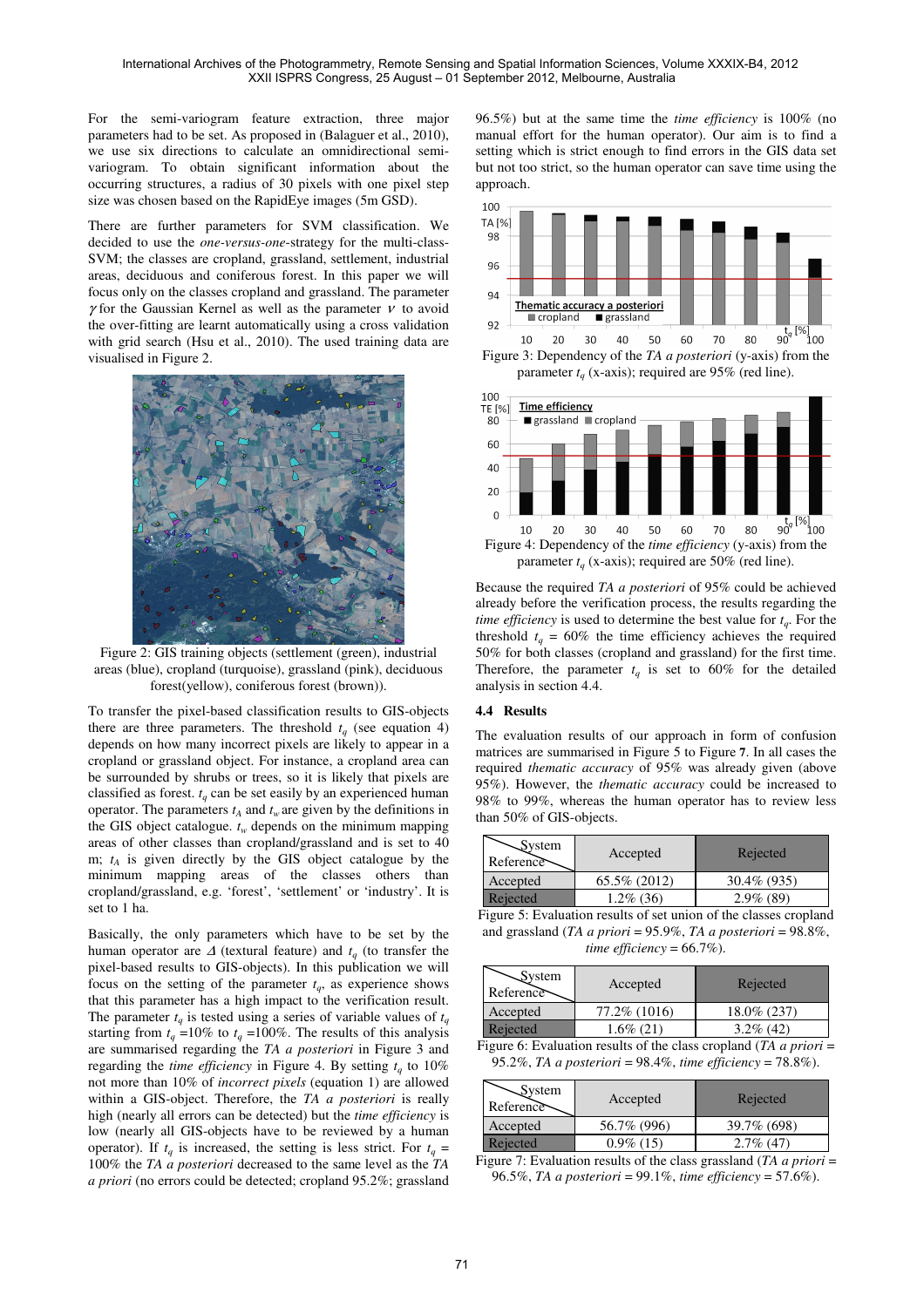For the semi-variogram feature extraction, three major parameters had to be set. As proposed in (Balaguer et al., 2010), we use six directions to calculate an omnidirectional semi-variogram. To obtain significant information about the occurring structures, a radius of 30 pixels with one pixel step size was chosen based on the RapidEye images (5m GSD).

There are further parameters for SVM classification. We decided to use the *one-versus-one*-strategy for the multi-class-SVM; the classes are cropland, grassland, settlement, industrial areas, deciduous and coniferous forest. In this paper we will focus only on the classes cropland and grassland. The parameter $\gamma$ for the Gaussian Kernel as well as the parameter $\nu$ to avoid the over-fitting are learnt automatically using a cross validation with grid search (Hsu et al., 2010). The used training data are visualised in Figure 2.

Figure 2: GIS training objects (settlement (green), industrial areas (blue), cropland (turquoise), grassland (pink), deciduous forest(yellow), coniferous forest (brown)).

To transfer the pixel-based classification results to GIS-objects there are three parameters. The threshold $t_q$ (see equation 4) depends on how many incorrect pixels are likely to appear in a cropland or grassland object. For instance, a cropland area can be surrounded by shrubs or trees, so it is likely that pixels are classified as forest. $t_q$ can be set easily by an experienced human operator. The parameters $t_A$ and $t_w$ are given by the definitions in the GIS object catalogue. $t_w$ depends on the minimum mapping areas of other classes than cropland/grassland and is set to 40 m; $t_A$ is given directly by the GIS object catalogue by the minimum mapping areas of the classes others than cropland/grassland, e.g. 'forest', 'settlement' or 'industry'. It is set to 1 ha.

Basically, the only parameters which have to be set by the human operator are $\Delta$ (textural feature) and $t_q$ (to transfer the pixel-based results to GIS-objects). In this publication we will focus on the setting of the parameter $t_q$, as experience shows that this parameter has a high impact to the verification result. The parameter $t_q$ is tested using a series of variable values of $t_q$ starting from $t_q$ =10% to $t_q$ =100%. The results of this analysis are summarised regarding the *TA a posteriori* in Figure 3 and regarding the *time efficiency* in Figure 4. By setting $t_q$ to 10% not more than 10% of *incorrect pixels* (equation 1) are allowed within a GIS-object. Therefore, the *TA a posteriori* is really high (nearly all errors can be detected) but the *time efficiency* is low (nearly all GIS-objects have to be reviewed by a human operator). If $t_q$ is increased, the setting is less strict. For $t_q$ = 100% the *TA a posteriori* decreased to the same level as the *TA a priori* (no errors could be detected; cropland 95.2%; grassland 96.5%) but at the same time the *time efficiency* is 100% (no manual effort for the human operator). Our aim is to find a setting which is strict enough to find errors in the GIS data set but not too strict, so the human operator can save time using the approach.

Figure 3: Dependency of the *TA a posteriori* (y-axis) from the parameter $t_q$ (x-axis); required are 95% (red line).

Figure 4: Dependency of the *time efficiency* (y-axis) from the parameter $t_q$ (x-axis); required are 50% (red line).

Because the required *TA a posteriori* of 95% could be achieved already before the verification process, the results regarding the *time efficiency* is used to determine the best value for $t_q$. For the threshold $t_q$ = 60% the time efficiency achieves the required 50% for both classes (cropland and grassland) for the first time. Therefore, the parameter $t_q$ is set to 60% for the detailed analysis in section 4.4.

### 4.4 Results

The evaluation results of our approach in form of confusion matrices are summarised in Figure 5 to Figure **7**. In all cases the required *thematic accuracy* of 95% was already given (above 95%). However, the *thematic accuracy* could be increased to 98% to 99%, whereas the human operator has to review less than 50% of GIS-objects.

| Reference \ System | Accepted | Rejected |
|---|---|---|
| Accepted | 65.5% (2012) | 30.4% (935) |
| Rejected | 1.2% (36) | 2.9% (89) |

Figure 5: Evaluation results of set union of the classes cropland and grassland (*TA a priori* = 95.9%, *TA a posteriori* = 98.8%, *time efficiency* = 66.7%).

| Reference \ System | Accepted | Rejected |
|---|---|---|
| Accepted | 77.2% (1016) | 18.0% (237) |
| Rejected | 1.6% (21) | 3.2% (42) |

Figure 6: Evaluation results of the class cropland (*TA a priori* = 95.2%, *TA a posteriori* = 98.4%, *time efficiency* = 78.8%).

| Reference \ System | Accepted | Rejected |
|---|---|---|
| Accepted | 56.7% (996) | 39.7% (698) |
| Rejected | 0.9% (15) | 2.7% (47) |

Figure 7: Evaluation results of the class grassland (*TA a priori* = 96.5%, *TA a posteriori* = 99.1%, *time efficiency* = 57.6%).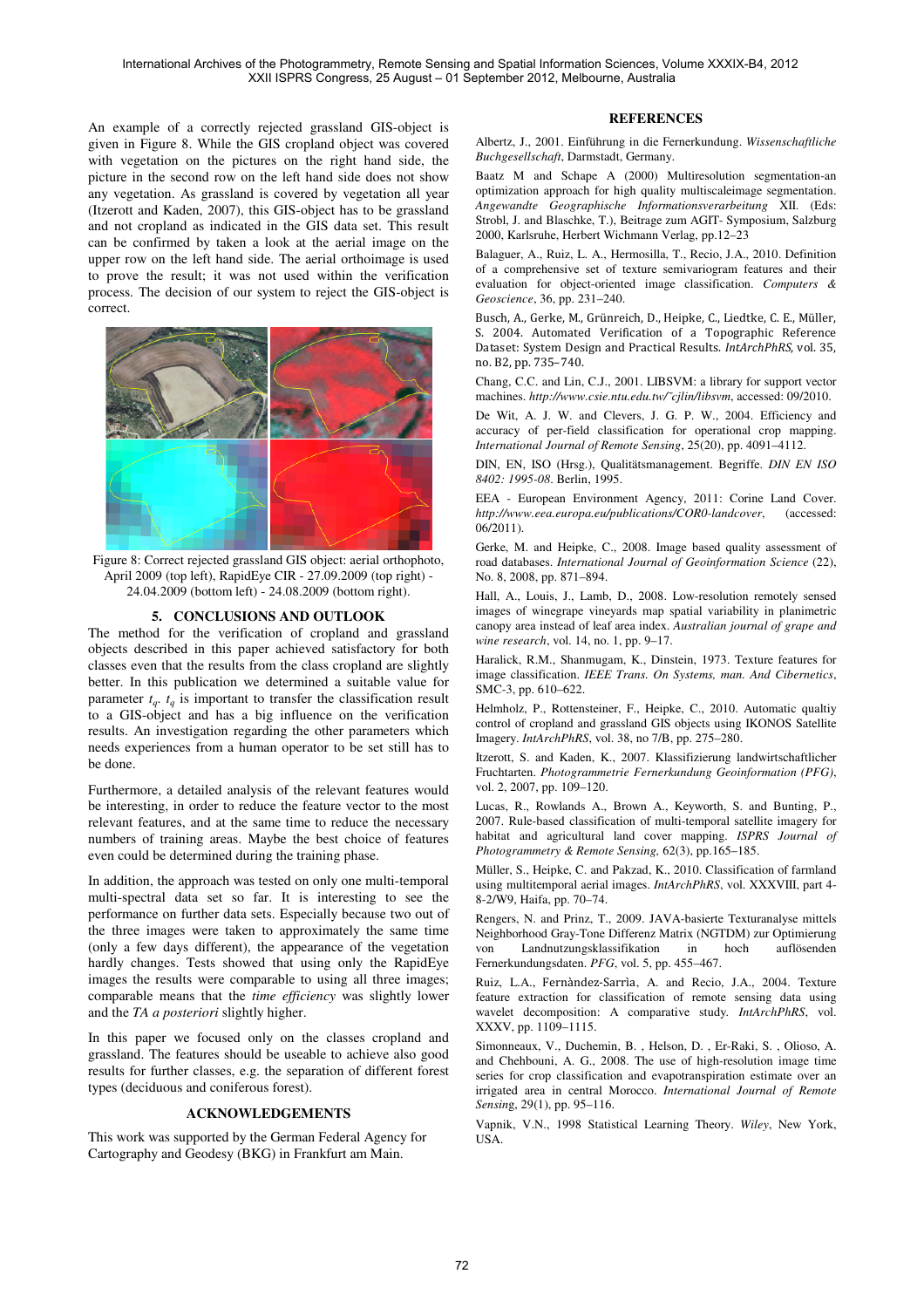An example of a correctly rejected grassland GIS-object is given in Figure 8. While the GIS cropland object was covered with vegetation on the pictures on the right hand side, the picture in the second row on the left hand side does not show any vegetation. As grassland is covered by vegetation all year (Itzerott and Kaden, 2007), this GIS-object has to be grassland and not cropland as indicated in the GIS data set. This result can be confirmed by taken a look at the aerial image on the upper row on the left hand side. The aerial orthoimage is used to prove the result; it was not used within the verification process. The decision of our system to reject the GIS-object is correct.

Figure 8: Correct rejected grassland GIS object: aerial orthophoto, April 2009 (top left), RapidEye CIR - 27.09.2009 (top right) - 24.04.2009 (bottom left) - 24.08.2009 (bottom right).

## 5. CONCLUSIONS AND OUTLOOK

The method for the verification of cropland and grassland objects described in this paper achieved satisfactory for both classes even that the results from the class cropland are slightly better. In this publication we determined a suitable value for parameter $t_q$. $t_q$ is important to transfer the classification result to a GIS-object and has a big influence on the verification results. An investigation regarding the other parameters which needs experiences from a human operator to be set still has to be done.

Furthermore, a detailed analysis of the relevant features would be interesting, in order to reduce the feature vector to the most relevant features, and at the same time to reduce the necessary numbers of training areas. Maybe the best choice of features even could be determined during the training phase.

In addition, the approach was tested on only one multi-temporal multi-spectral data set so far. It is interesting to see the performance on further data sets. Especially because two out of the three images were taken to approximately the same time (only a few days different), the appearance of the vegetation hardly changes. Tests showed that using only the RapidEye images the results were comparable to using all three images; comparable means that the *time efficiency* was slightly lower and the *TA a posteriori* slightly higher.

In this paper we focused only on the classes cropland and grassland. The features should be useable to achieve also good results for further classes, e.g. the separation of different forest types (deciduous and coniferous forest).

## ACKNOWLEDGEMENTS

This work was supported by the German Federal Agency for Cartography and Geodesy (BKG) in Frankfurt am Main.

## REFERENCES

Albertz, J., 2001. Einführung in die Fernerkundung. *Wissenschaftliche Buchgesellschaft*, Darmstadt, Germany.

Baatz M and Schape A (2000) Multiresolution segmentation-an optimization approach for high quality multiscaleimage segmentation. *Angewandte Geographische Informationsverarbeitung* XII. (Eds: Strobl, J. and Blaschke, T.), Beitraage zum AGIT- Symposium, Salzburg 2000, Karlsruhe, Herbert Wichmann Verlag, pp.12–23

Balaguer, A., Ruiz, L. A., Hermosilla, T., Recio, J.A., 2010. Definition of a comprehensive set of texture semivariogram features and their evaluation for object-oriented image classification. *Computers & Geoscience*, 36, pp. 231–240.

Busch, A., Gerke, M., Grünreich, D., Heipke, C., Liedtke, C. E., Müller, S. 2004. Automated Verification of a Topographic Reference Dataset: System Design and Practical Results. *IntArchPhRS*, vol. 35, no. B2, pp. 735–740.

Chang, C.C. and Lin, C.J., 2001. LIBSVM: a library for support vector machines. *http://www.csie.ntu.edu.tw/˜cjlin/libsvm*, accessed: 09/2010.

De Wit, A. J. W. and Clevers, J. G. P. W., 2004. Efficiency and accuracy of per-field classification for operational crop mapping. *International Journal of Remote Sensing*, 25(20), pp. 4091–4112.

DIN, EN, ISO (Hrsg.), Qualitätsmanagement. Begriffe. *DIN EN ISO 8402: 1995-08*. Berlin, 1995.

EEA - European Environment Agency, 2011: Corine Land Cover. *http://www.eea.europa.eu/publications/COR0-landcover*, (accessed: 06/2011).

Gerke, M. and Heipke, C., 2008. Image based quality assessment of road databases. *International Journal of Geoinformation Science* (22), No. 8, 2008, pp. 871–894.

Hall, A., Louis, J., Lamb, D., 2008. Low-resolution remotely sensed images of winegrape vineyards map spatial variability in planimetric canopy area instead of leaf area index. *Australian journal of grape and wine research*, vol. 14, no. 1, pp. 9–17.

Haralick, R.M., Shanmugam, K., Dinstein, 1973. Texture features for image classification. *IEEE Trans. On Systems, man. And Cibernetics*, SMC-3, pp. 610–622.

Helmholz, P., Rottensteiner, F., Heipke, C., 2010. Automatic qualtiy control of cropland and grassland GIS objects using IKONOS Satellite Imagery. *IntArchPhRS*, vol. 38, no 7/B, pp. 275–280.

Itzerott, S. and Kaden, K., 2007. Klassifizierung landwirtschaftlicher Fruchtarten. *Photogrammetrie Fernerkundung Geoinformation (PFG)*, vol. 2, 2007, pp. 109–120.

Lucas, R., Rowlands A., Brown A., Keyworth, S. and Bunting, P., 2007. Rule-based classification of multi-temporal satellite imagery for habitat and agricultural land cover mapping. *ISPRS Journal of Photogrammetry & Remote Sensing,* 62(3), pp.165–185.

Müller, S., Heipke, C. and Pakzad, K., 2010. Classification of farmland using multitemporal aerial images. *IntArchPhRS*, vol. XXXVIII, part 4-8-2/W9, Haifa, pp. 70–74.

Rengers, N. and Prinz, T., 2009. JAVA-basierte Texturanalyse mittels Neighborhood Gray-Tone Differenz Matrix (NGTDM) zur Optimierung von Landnutzungsklassifikation in hoch auflösenden Fernerkundungsdaten. *PFG*, vol. 5, pp. 455–467.

Ruiz, L. A., Fernàndez-Sarrìa, A. and Recio, J.A., 2004. Texture feature extraction for classification of remote sensing data using wavelet decomposition: A comparative study. *IntArchPhRS*, vol. XXXV, pp. 1109–1115.

Simonneaux, V., Duchemin, B. , Helson, D. , Er-Raki, S. , Olioso, A. and Chehbouni, A. G., 2008. The use of high-resolution image time series for crop classification and evapotranspiration estimate over an irrigated area in central Morocco. *International Journal of Remote Sensing*, 29(1), pp. 95–116.

Vapnik, V.N., 1998 Statistical Learning Theory. *Wiley*, New York, USA.